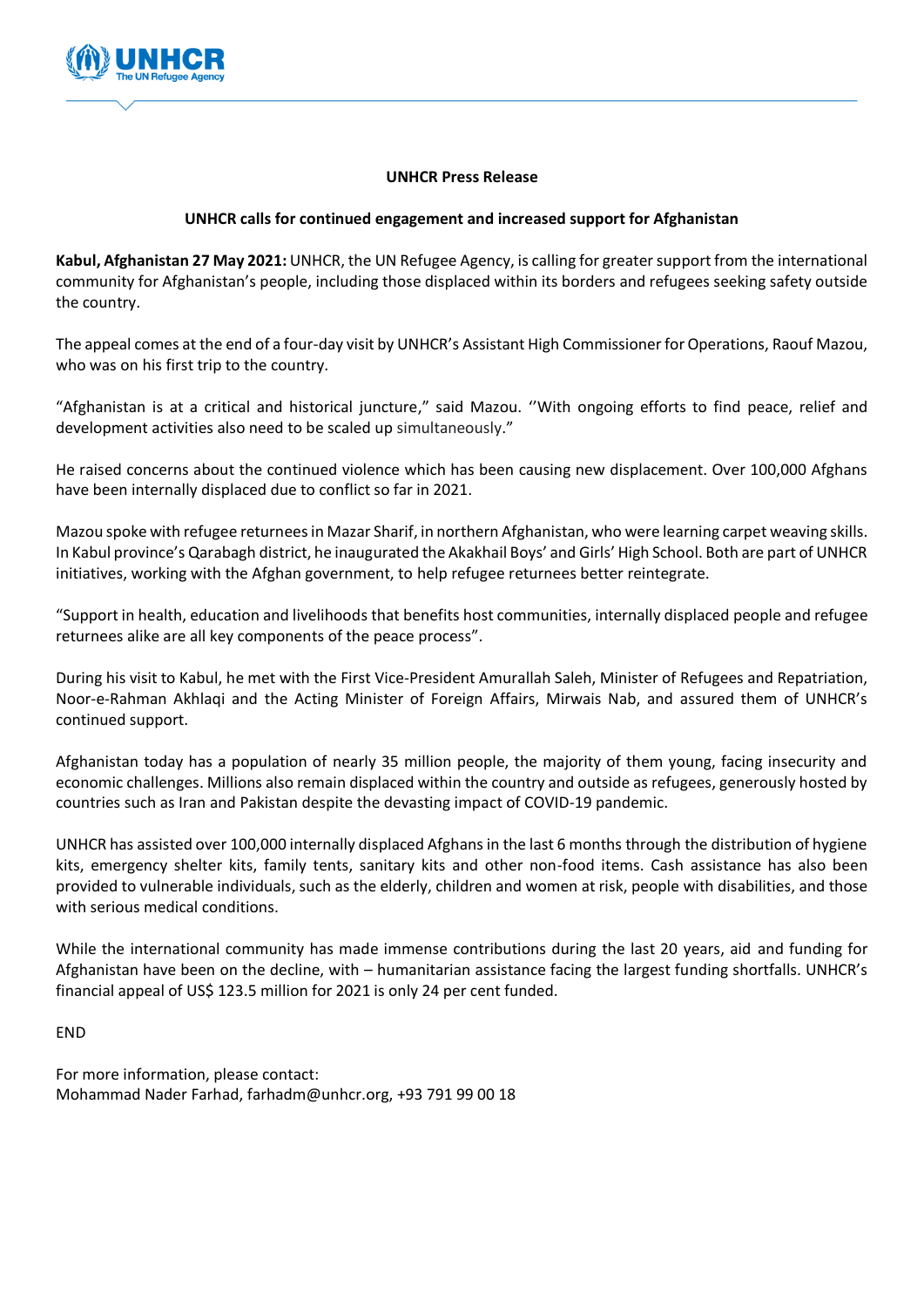**UNHCR Press Release**

**UNHCR calls for continued engagement and increased support for Afghanistan**

**Kabul, Afghanistan 27 May 2021:** UNHCR, the UN Refugee Agency, is calling for greater support from the international community for Afghanistan's people, including those displaced within its borders and refugees seeking safety outside the country.

The appeal comes at the end of a four-day visit by UNHCR's Assistant High Commissioner for Operations, Raouf Mazou, who was on his first trip to the country.

"Afghanistan is at a critical and historical juncture," said Mazou. ''With ongoing efforts to find peace, relief and development activities also need to be scaled up simultaneously."

He raised concerns about the continued violence which has been causing new displacement. Over 100,000 Afghans have been internally displaced due to conflict so far in 2021.

Mazou spoke with refugee returnees in Mazar Sharif, in northern Afghanistan, who were learning carpet weaving skills. In Kabul province's Qarabagh district, he inaugurated the Akakhail Boys' and Girls' High School. Both are part of UNHCR initiatives, working with the Afghan government, to help refugee returnees better reintegrate.

"Support in health, education and livelihoods that benefits host communities, internally displaced people and refugee returnees alike are all key components of the peace process".

During his visit to Kabul, he met with the First Vice-President Amurallah Saleh, Minister of Refugees and Repatriation, Noor-e-Rahman Akhlaqi and the Acting Minister of Foreign Affairs, Mirwais Nab, and assured them of UNHCR's continued support.

Afghanistan today has a population of nearly 35 million people, the majority of them young, facing insecurity and economic challenges. Millions also remain displaced within the country and outside as refugees, generously hosted by countries such as Iran and Pakistan despite the devasting impact of COVID-19 pandemic.

UNHCR has assisted over 100,000 internally displaced Afghans in the last 6 months through the distribution of hygiene kits, emergency shelter kits, family tents, sanitary kits and other non-food items. Cash assistance has also been provided to vulnerable individuals, such as the elderly, children and women at risk, people with disabilities, and those with serious medical conditions.

While the international community has made immense contributions during the last 20 years, aid and funding for Afghanistan have been on the decline, with – humanitarian assistance facing the largest funding shortfalls. UNHCR's financial appeal of US$ 123.5 million for 2021 is only 24 per cent funded.

END

For more information, please contact:
Mohammad Nader Farhad, farhadm@unhcr.org, +93 791 99 00 18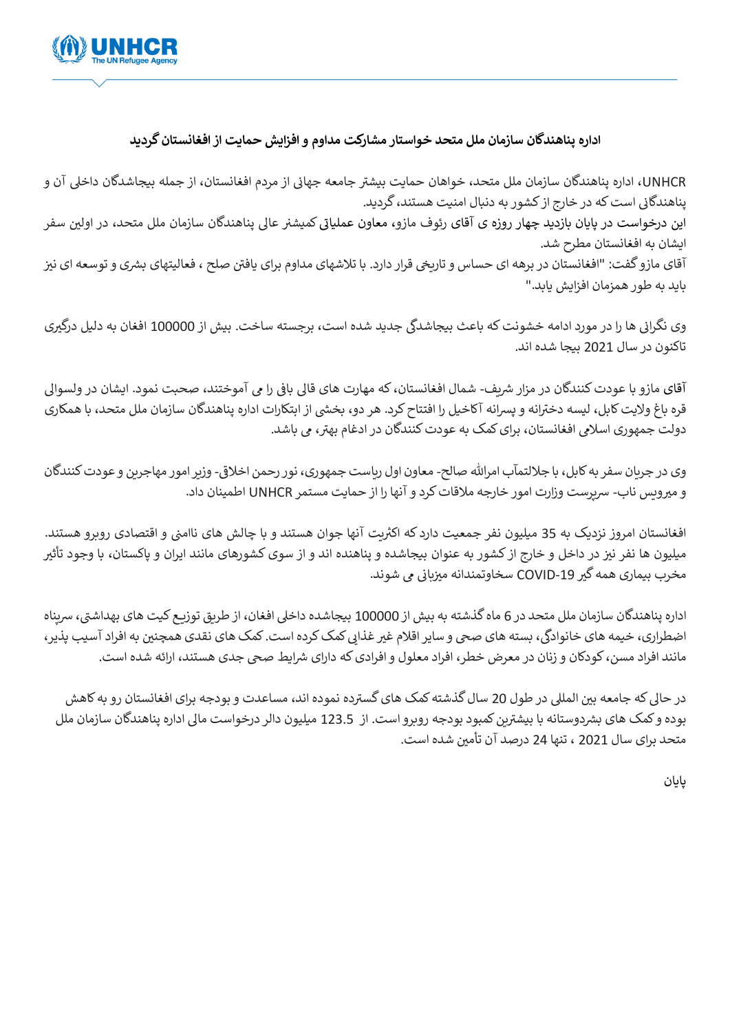### اداره پناهندگان سازمان ملل متحد خواستار مشارکت مداوم و افزایش حمایت از افغانستان گردید

UNHCR، اداره پناهندگان سازمان ملل متحد، خواهان حمایت بیشتر جامعه جهانی از مردم افغانستان، از جمله بیجاشدگان داخلی آن و پناهندگانی است که در خارج از کشور به دنبال امنیت هستند، گردید.
این درخواست در پایان بازدید چهار روزه ی آقای رئوف مازو، معاون عملیاتی کمیشنر عالی پناهندگان سازمان ملل متحد، در اولین سفر ایشان به افغانستان مطرح شد.
آقای مازو گفت: "افغانستان در برهه ای حساس و تاریخی قرار دارد. با تلاشهای مداوم برای یافتن صلح ، فعالیتهای بشری و توسعه ای نیز باید به طور همزمان افزایش یابد."

وی نگرانی ها را در مورد ادامه خشونت که باعث بیجاشدگی جدید شده است، برجسته ساخت. بیش از 100000 افغان به دلیل درگیری تاکنون در سال 2021 بیجا شده اند.

آقای مازو با عودت کنندگان در مزار شریف- شمال افغانستان، که مهارت های قالی بافی را می آموختند، صحبت نمود. ایشان در ولسوالی قره باغ ولایت کابل، لیسه دخترانه و پسرانه آکاخیل را افتتاح کرد. هر دو، بخشی از ابتکارات اداره پناهندگان سازمان ملل متحد، با همکاری دولت جمهوری اسلامی افغانستان، برای کمک به عودت کنندگان در ادغام بهتر، می باشد.

وی در جریان سفر به کابل، با جلالتمآب امرالله صالح- معاون اول ریاست جمهوری، نور رحمن اخلاق- وزیر امور مهاجرین و عودت کنندگان و میرویس ناب- سرپرست وزارت امور خارجه ملاقات کرد و آنها را از حمایت مستمر UNHCR اطمینان داد.

افغانستان امروز نزدیک به 35 میلیون نفر جمعیت دارد که اکثریت آنها جوان هستند و با چالش های ناامنی و اقتصادی روبرو هستند. میلیون ها نفر نیز در داخل و خارج از کشور به عنوان بیجاشده و پناهنده اند و از سوی کشورهای مانند ایران و پاکستان، با وجود تأثیر مخرب بیماری همه گیر COVID-19 سخاوتمندانه میزبانی می شوند.

اداره پناهندگان سازمان ملل متحد در 6 ماه گذشته به بیش از 100000 بیجاشده داخلی افغان، از طریق توزیع کیت های بهداشتی، سرپناه اضطراری، خیمه های خانوادگی، بسته های صحی و سایر اقلام غیر غذایی کمک کرده است. کمک های نقدی همچنین به افراد آسیب پذیر، مانند افراد مسن، کودکان و زنان در معرض خطر، افراد معلول و افرادی که دارای شرایط صحی جدی هستند، ارائه شده است.

در حالی که جامعه بین المللی در طول 20 سال گذشته کمک های گسترده نموده اند، مساعدت و بودجه برای افغانستان رو به کاهش بوده و کمک های بشردوستانه با بیشترین کمبود بودجه روبرو است. از 123.5 میلیون دالر درخواست مالی اداره پناهندگان سازمان ملل متحد برای سال 2021 ، تنها 24 درصد آن تأمین شده است.

پایان